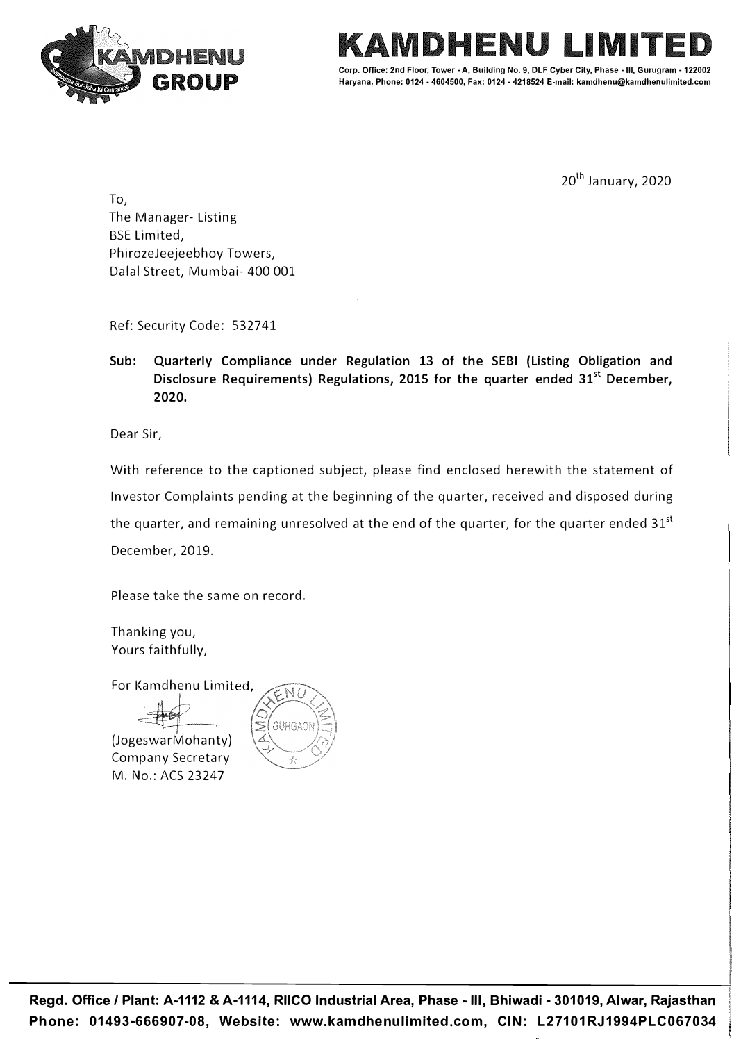# KAMDHENU LIMITED

Corp. Office: 2nd Floor, Tower - A, Building No. 9, DLF Cyber City, Phase - III, Gurugram - 122002 Haryana, Phone: 0124 - 4604500, Fax: 0124 - 4218524 E-mail: kamdhenu@kamdhenulimited.com

20th January, 2020

To,
The Manager- Listing
BSE Limited,
PhirozeJeejeebhoy Towers,
Dalal Street, Mumbai- 400 001

Ref: Security Code: 532741

**Sub: Quarterly Compliance under Regulation 13 of the SEBI (Listing Obligation and Disclosure Requirements) Regulations, 2015 for the quarter ended 31st December, 2020.**

Dear Sir,

With reference to the captioned subject, please find enclosed herewith the statement of Investor Complaints pending at the beginning of the quarter, received and disposed during the quarter, and remaining unresolved at the end of the quarter, for the quarter ended 31st December, 2019.

Please take the same on record.

Thanking you,
Yours faithfully,

For Kamdhenu Limited,

(JogeswarMohanty)
Company Secretary
M. No.: ACS 23247

Regd. Office / Plant: A-1112 & A-1114, RIICO Industrial Area, Phase - III, Bhiwadi - 301019, Alwar, Rajasthan
Phone: 01493-666907-08, Website: www.kamdhenulimited.com, CIN: L27101RJ1994PLC067034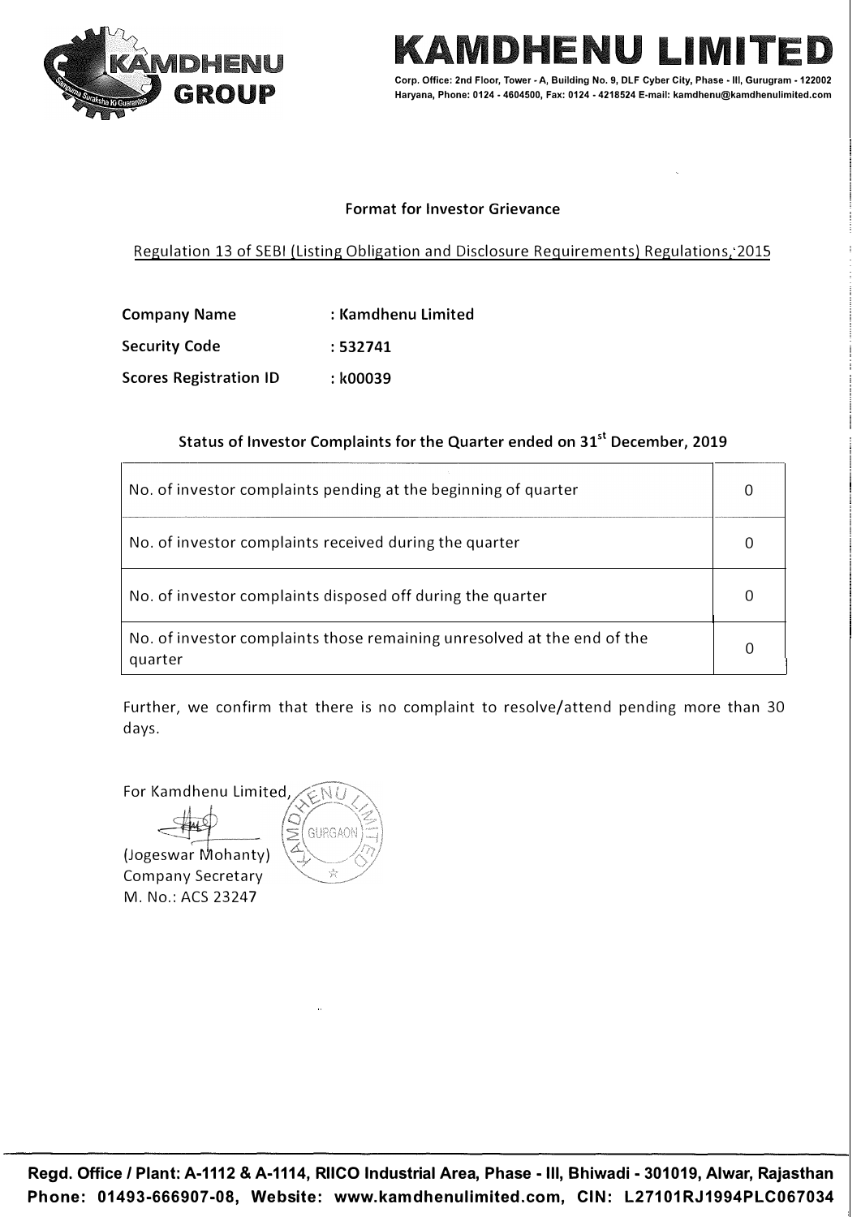# KAMDHENU LIMITED

Corp. Office: 2nd Floor, Tower - A, Building No. 9, DLF Cyber City, Phase - III, Gurugram - 122002 Haryana, Phone: 0124 - 4604500, Fax: 0124 - 4218524 E-mail: kamdhenu@kamdhenulimited.com

## Format for Investor Grievance

Regulation 13 of SEBI (Listing Obligation and Disclosure Requirements) Regulations, 2015

**Company Name** : Kamdhenu Limited

**Security Code** : 532741

**Scores Registration ID** : k00039

### Status of Investor Complaints for the Quarter ended on 31st December, 2019

| | |
|---|---|
| No. of investor complaints pending at the beginning of quarter | 0 |
| No. of investor complaints received during the quarter | 0 |
| No. of investor complaints disposed off during the quarter | 0 |
| No. of investor complaints those remaining unresolved at the end of the quarter | 0 |

Further, we confirm that there is no complaint to resolve/attend pending more than 30 days.

For Kamdhenu Limited,

(Jogeswar Mohanty)
Company Secretary
M. No.: ACS 23247

Regd. Office / Plant: A-1112 & A-1114, RIICO Industrial Area, Phase - III, Bhiwadi - 301019, Alwar, Rajasthan
Phone: 01493-666907-08, Website: www.kamdhenulimited.com, CIN: L27101RJ1994PLC067034